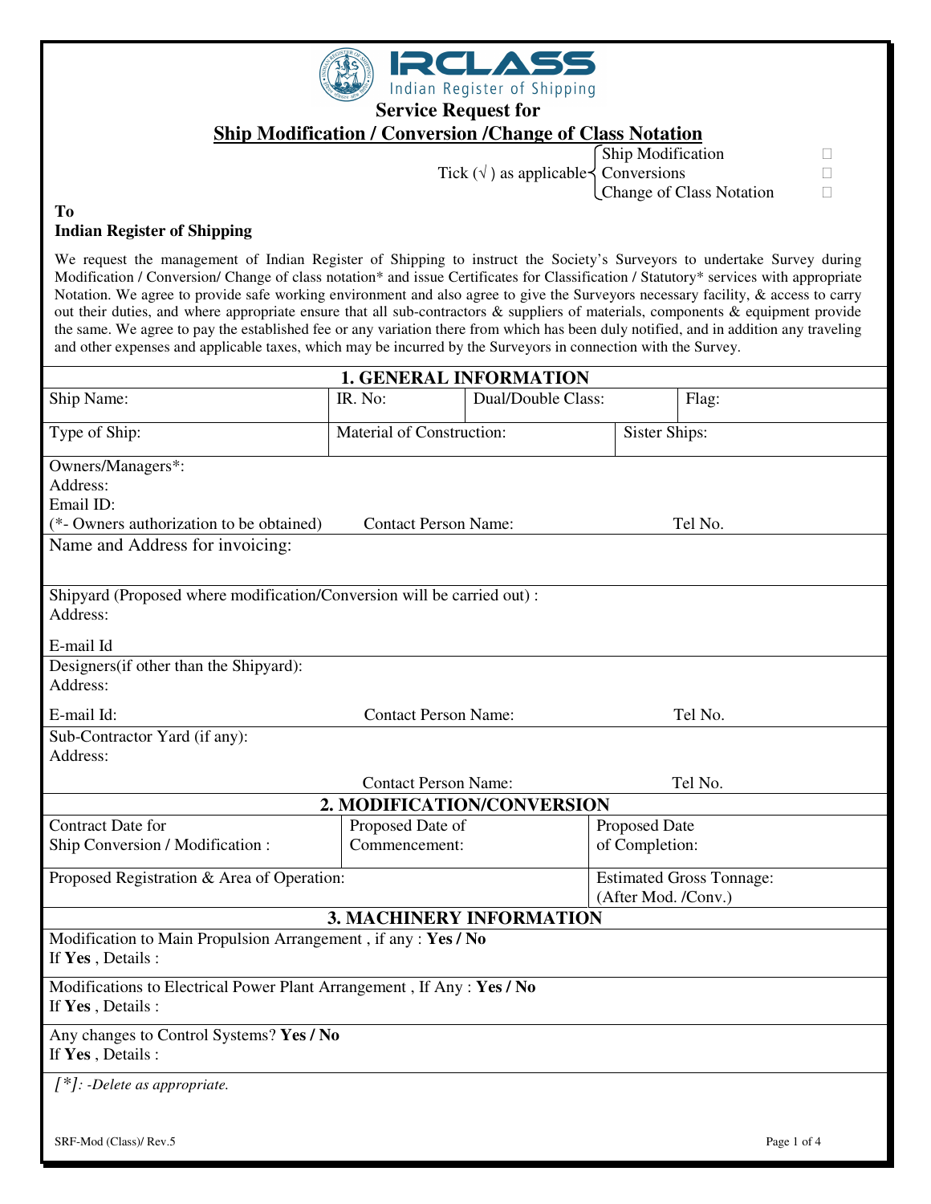IRCLASS
Indian Register of Shipping

# Service Request for

## Ship Modification / Conversion /Change of Class Notation

Tick (√) as applicable:
- Ship Modification ☐
- Conversions ☐
- Change of Class Notation ☐

**To**
**Indian Register of Shipping**

We request the management of Indian Register of Shipping to instruct the Society's Surveyors to undertake Survey during Modification / Conversion/ Change of class notation* and issue Certificates for Classification / Statutory* services with appropriate Notation. We agree to provide safe working environment and also agree to give the Surveyors necessary facility, & access to carry out their duties, and where appropriate ensure that all sub-contractors & suppliers of materials, components & equipment provide the same. We agree to pay the established fee or any variation there from which has been duly notified, and in addition any traveling and other expenses and applicable taxes, which may be incurred by the Surveyors in connection with the Survey.

### 1. GENERAL INFORMATION

| Ship Name: | IR. No: | Dual/Double Class: | Flag: |
|---|---|---|---|
| Type of Ship: | Material of Construction: | | Sister Ships: |

Owners/Managers*:
Address:
Email ID:
(*- Owners authorization to be obtained) Contact Person Name: Tel No.

Name and Address for invoicing:

Shipyard (Proposed where modification/Conversion will be carried out) :
Address:

E-mail Id

Designers(if other than the Shipyard):
Address:

E-mail Id: Contact Person Name: Tel No.

Sub-Contractor Yard (if any):
Address:

Contact Person Name: Tel No.

### 2. MODIFICATION/CONVERSION

| Contract Date for Ship Conversion / Modification : | Proposed Date of Commencement: | Proposed Date of Completion: |
|---|---|---|
| Proposed Registration & Area of Operation: | | Estimated Gross Tonnage: (After Mod. /Conv.) |

### 3. MACHINERY INFORMATION

Modification to Main Propulsion Arrangement , if any : **Yes / No**
If **Yes** , Details :

Modifications to Electrical Power Plant Arrangement , If Any : **Yes / No**
If **Yes** , Details :

Any changes to Control Systems? **Yes / No**
If **Yes** , Details :

*[*]: -Delete as appropriate.*

SRF-Mod (Class)/ Rev.5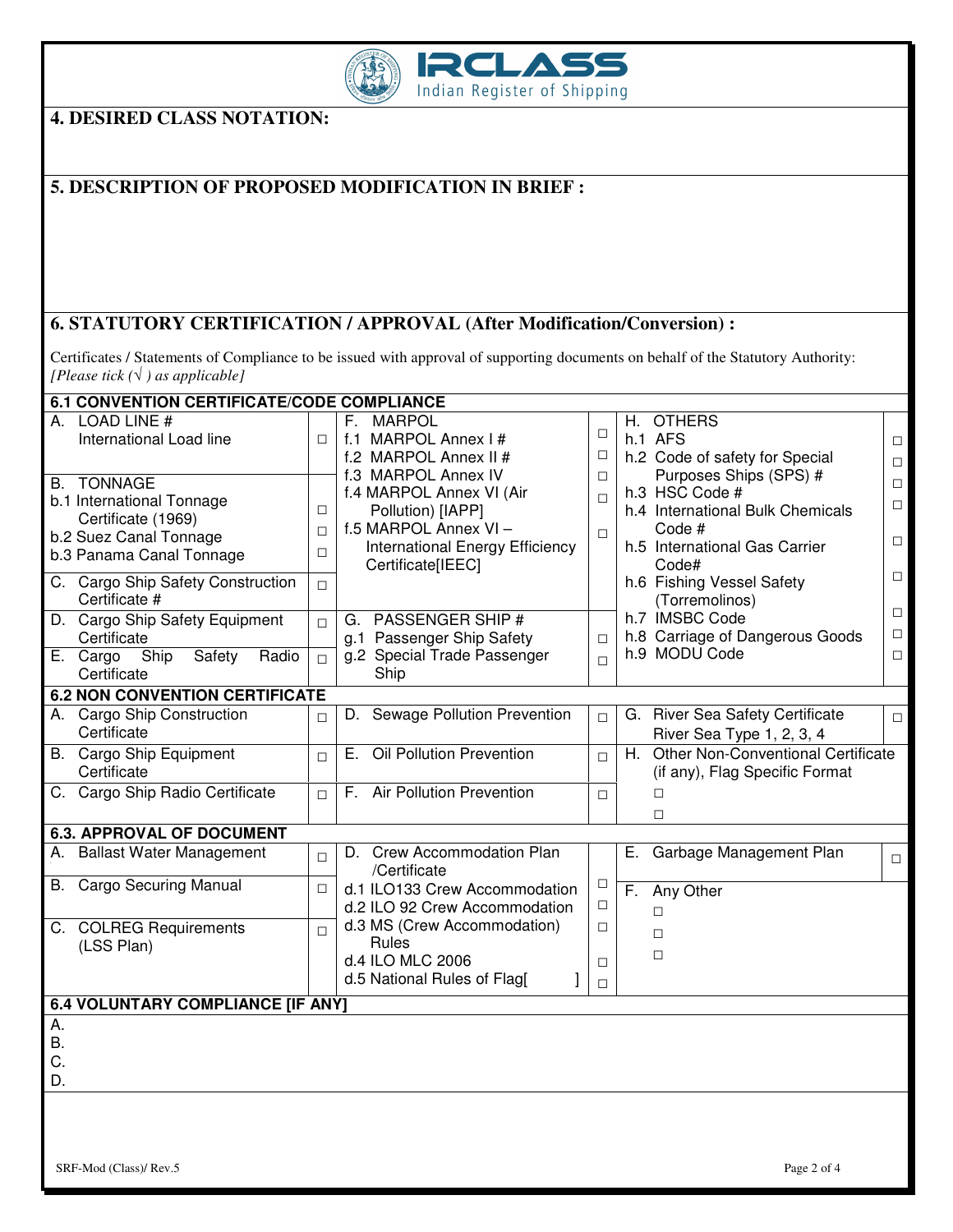## 4. DESIRED CLASS NOTATION:

## 5. DESCRIPTION OF PROPOSED MODIFICATION IN BRIEF :

## 6. STATUTORY CERTIFICATION / APPROVAL (After Modification/Conversion) :

Certificates / Statements of Compliance to be issued with approval of supporting documents on behalf of the Statutory Authority: *[Please tick (√ ) as applicable]*

### 6.1 CONVENTION CERTIFICATE/CODE COMPLIANCE

| | | | | | |
|---|---|---|---|---|---|
| A. LOAD LINE # International Load line | □ | F. MARPOL f.1 MARPOL Annex I # | □ | H. OTHERS h.1 AFS | □ |
| | | f.2 MARPOL Annex II # | □ | h.2 Code of safety for Special Purposes Ships (SPS) # | □ |
| B. TONNAGE | | f.3 MARPOL Annex IV | □ | h.3 HSC Code # | □ |
| b.1 International Tonnage Certificate (1969) | □ | f.4 MARPOL Annex VI (Air Pollution) [IAPP] | □ | h.4 International Bulk Chemicals Code # | □ |
| b.2 Suez Canal Tonnage | □ | f.5 MARPOL Annex VI – International Energy Efficiency Certificate[IEEC] | □ | h.5 International Gas Carrier Code# | □ |
| b.3 Panama Canal Tonnage | □ | | | h.6 Fishing Vessel Safety (Torremolinos) | □ |
| C. Cargo Ship Safety Construction Certificate # | □ | | | h.7 IMSBC Code | □ |
| D. Cargo Ship Safety Equipment Certificate | □ | G. PASSENGER SHIP # g.1 Passenger Ship Safety | □ | h.8 Carriage of Dangerous Goods | □ |
| E. Cargo Ship Safety Radio Certificate | □ | g.2 Special Trade Passenger Ship | □ | h.9 MODU Code | □ |

### 6.2 NON CONVENTION CERTIFICATE

| | | | | | |
|---|---|---|---|---|---|
| A. Cargo Ship Construction Certificate | □ | D. Sewage Pollution Prevention | □ | G. River Sea Safety Certificate River Sea Type 1, 2, 3, 4 | □ |
| B. Cargo Ship Equipment Certificate | □ | E. Oil Pollution Prevention | □ | H. Other Non-Conventional Certificate (if any), Flag Specific Format | |
| C. Cargo Ship Radio Certificate | □ | F. Air Pollution Prevention | □ | □ | |
| | | | | □ | |

### 6.3. APPROVAL OF DOCUMENT

| | | | | | |
|---|---|---|---|---|---|
| A. Ballast Water Management | □ | D. Crew Accommodation Plan /Certificate | | E. Garbage Management Plan | □ |
| B. Cargo Securing Manual | □ | d.1 ILO133 Crew Accommodation | □ | F. Any Other | |
| | | d.2 ILO 92 Crew Accommodation | □ | □ | |
| C. COLREG Requirements (LSS Plan) | □ | d.3 MS (Crew Accommodation) Rules | □ | □ | |
| | | d.4 ILO MLC 2006 | □ | □ | |
| | | d.5 National Rules of Flag[ ] | □ | | |

### 6.4 VOLUNTARY COMPLIANCE [IF ANY]

A.
B.
C.
D.

SRF-Mod (Class)/ Rev.5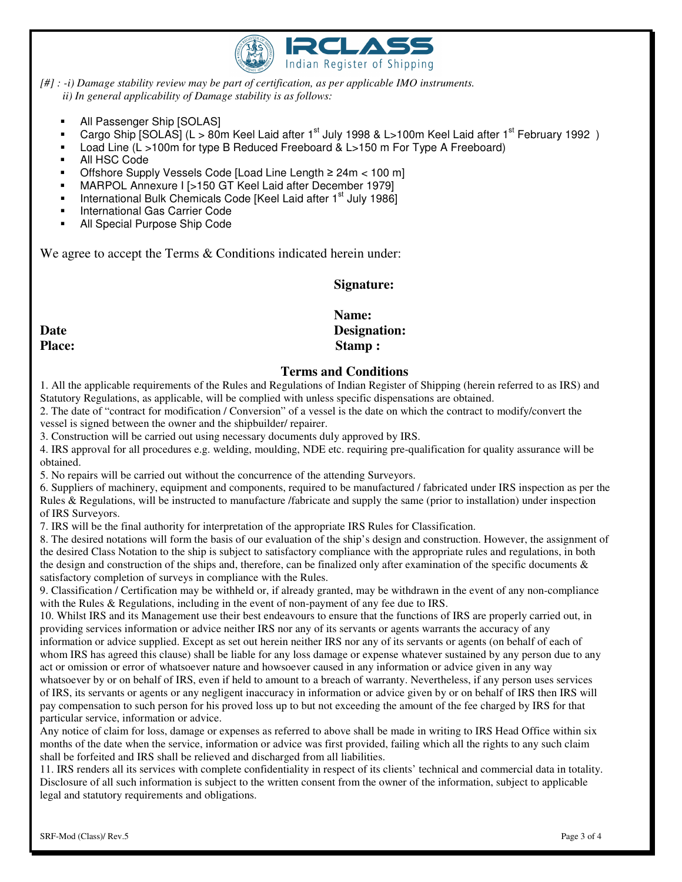*[#] : -i) Damage stability review may be part of certification, as per applicable IMO instruments.*
*ii) In general applicability of Damage stability is as follows:*

- All Passenger Ship [SOLAS]
- Cargo Ship [SOLAS] (L > 80m Keel Laid after 1st July 1998 & L>100m Keel Laid after 1st February 1992 )
- Load Line (L >100m for type B Reduced Freeboard & L>150 m For Type A Freeboard)
- All HSC Code
- Offshore Supply Vessels Code [Load Line Length ≥ 24m < 100 m]
- MARPOL Annexure I [>150 GT Keel Laid after December 1979]
- International Bulk Chemicals Code [Keel Laid after 1st July 1986]
- International Gas Carrier Code
- All Special Purpose Ship Code

We agree to accept the Terms & Conditions indicated herein under:

**Signature:**

**Name:**

**Date** **Designation:**

**Place:** **Stamp :**

## Terms and Conditions

1. All the applicable requirements of the Rules and Regulations of Indian Register of Shipping (herein referred to as IRS) and Statutory Regulations, as applicable, will be complied with unless specific dispensations are obtained.
2. The date of "contract for modification / Conversion" of a vessel is the date on which the contract to modify/convert the vessel is signed between the owner and the shipbuilder/ repairer.
3. Construction will be carried out using necessary documents duly approved by IRS.
4. IRS approval for all procedures e.g. welding, moulding, NDE etc. requiring pre-qualification for quality assurance will be obtained.
5. No repairs will be carried out without the concurrence of the attending Surveyors.
6. Suppliers of machinery, equipment and components, required to be manufactured / fabricated under IRS inspection as per the Rules & Regulations, will be instructed to manufacture /fabricate and supply the same (prior to installation) under inspection of IRS Surveyors.
7. IRS will be the final authority for interpretation of the appropriate IRS Rules for Classification.
8. The desired notations will form the basis of our evaluation of the ship's design and construction. However, the assignment of the desired Class Notation to the ship is subject to satisfactory compliance with the appropriate rules and regulations, in both the design and construction of the ships and, therefore, can be finalized only after examination of the specific documents & satisfactory completion of surveys in compliance with the Rules.
9. Classification / Certification may be withheld or, if already granted, may be withdrawn in the event of any non-compliance with the Rules & Regulations, including in the event of non-payment of any fee due to IRS.
10. Whilst IRS and its Management use their best endeavours to ensure that the functions of IRS are properly carried out, in providing services information or advice neither IRS nor any of its servants or agents warrants the accuracy of any information or advice supplied. Except as set out herein neither IRS nor any of its servants or agents (on behalf of each of whom IRS has agreed this clause) shall be liable for any loss damage or expense whatever sustained by any person due to any act or omission or error of whatsoever nature and howsoever caused in any information or advice given in any way whatsoever by or on behalf of IRS, even if held to amount to a breach of warranty. Nevertheless, if any person uses services of IRS, its servants or agents or any negligent inaccuracy in information or advice given by or on behalf of IRS then IRS will pay compensation to such person for his proved loss up to but not exceeding the amount of the fee charged by IRS for that particular service, information or advice.

Any notice of claim for loss, damage or expenses as referred to above shall be made in writing to IRS Head Office within six months of the date when the service, information or advice was first provided, failing which all the rights to any such claim shall be forfeited and IRS shall be relieved and discharged from all liabilities.

11. IRS renders all its services with complete confidentiality in respect of its clients' technical and commercial data in totality. Disclosure of all such information is subject to the written consent from the owner of the information, subject to applicable legal and statutory requirements and obligations.

SRF-Mod (Class)/ Rev.5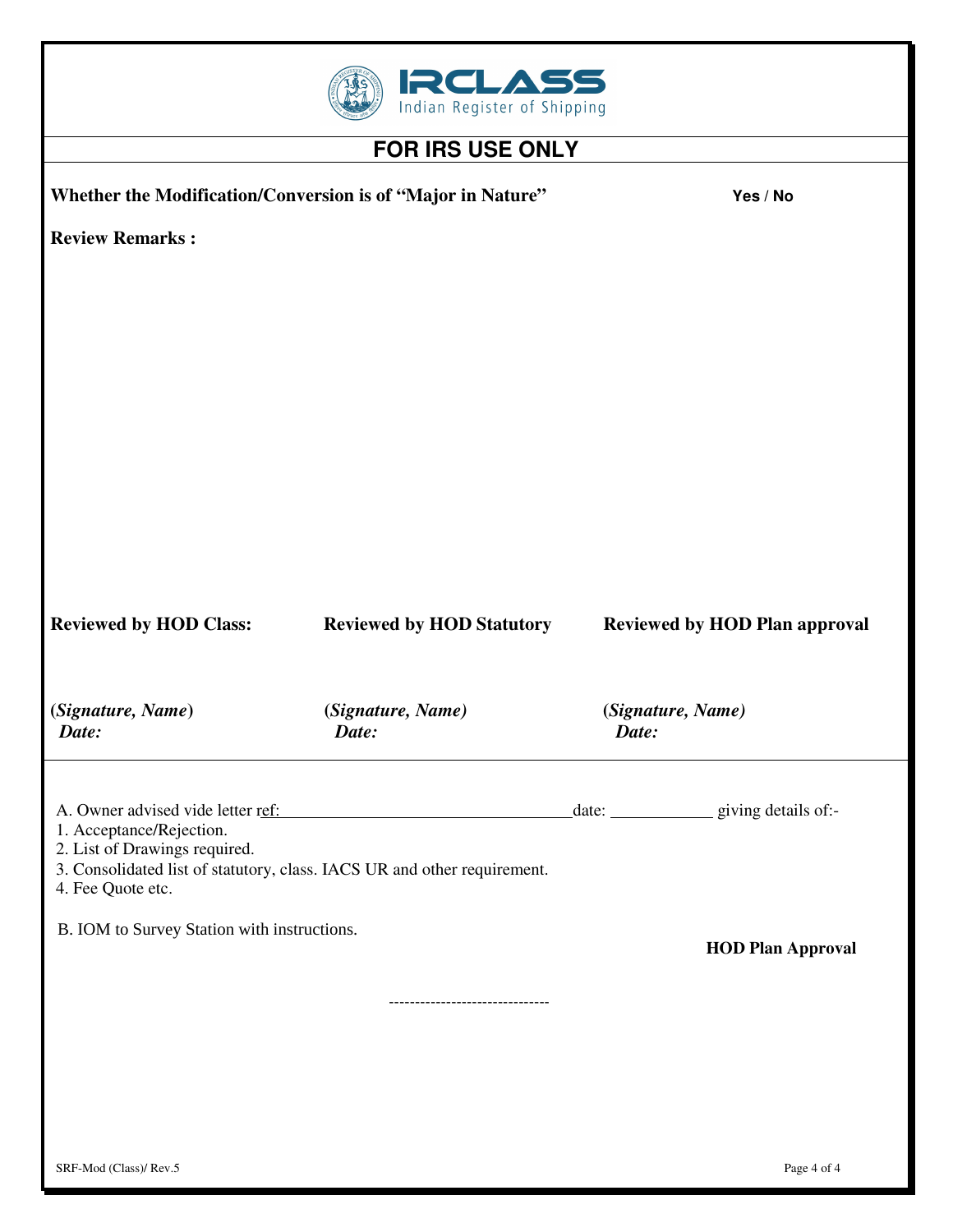IRCLASS
Indian Register of Shipping

## FOR IRS USE ONLY

**Whether the Modification/Conversion is of "Major in Nature"** Yes / No

**Review Remarks :**

| **Reviewed by HOD Class:** | **Reviewed by HOD Statutory** | **Reviewed by HOD Plan approval** |
|---|---|---|
| ***(Signature, Name)*** | ***(Signature, Name)*** | ***(Signature, Name)*** |
| ***Date:*** | ***Date:*** | ***Date:*** |

A. Owner advised vide letter ref: ______________________ date: ____________ giving details of:-

1. Acceptance/Rejection.
2. List of Drawings required.
3. Consolidated list of statutory, class. IACS UR and other requirement.
4. Fee Quote etc.

B. IOM to Survey Station with instructions.

**HOD Plan Approval**

-------------------------------